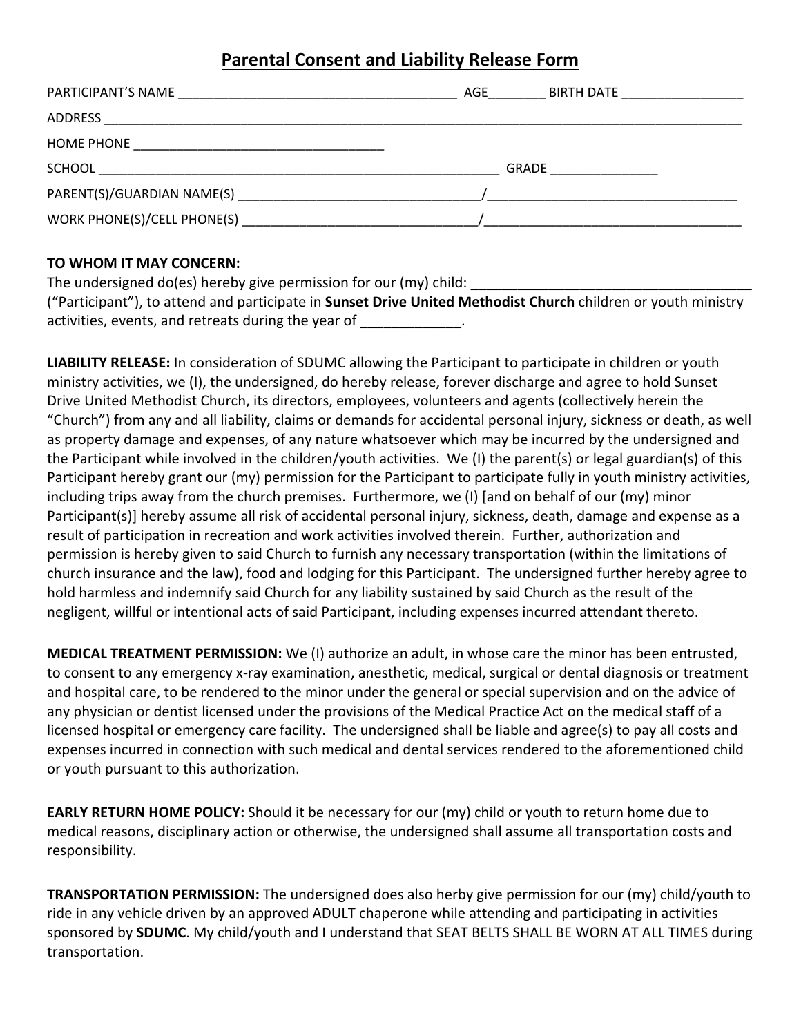# Parental Consent and Liability Release Form

PARTICIPANT'S NAME _______________________________________ AGE________ BIRTH DATE _________________

ADDRESS _____________________________________________________________________________________________

HOME PHONE ___________________________________

SCHOOL ____________________________________________________________ GRADE _______________

PARENT(S)/GUARDIAN NAME(S) _________________________________/__________________________________

WORK PHONE(S)/CELL PHONE(S) _________________________________/___________________________________

**TO WHOM IT MAY CONCERN:**
The undersigned do(es) hereby give permission for our (my) child: _____________________________________ ("Participant"), to attend and participate in **Sunset Drive United Methodist Church** children or youth ministry activities, events, and retreats during the year of _____________.

**LIABILITY RELEASE:** In consideration of SDUMC allowing the Participant to participate in children or youth ministry activities, we (I), the undersigned, do hereby release, forever discharge and agree to hold Sunset Drive United Methodist Church, its directors, employees, volunteers and agents (collectively herein the "Church") from any and all liability, claims or demands for accidental personal injury, sickness or death, as well as property damage and expenses, of any nature whatsoever which may be incurred by the undersigned and the Participant while involved in the children/youth activities. We (I) the parent(s) or legal guardian(s) of this Participant hereby grant our (my) permission for the Participant to participate fully in youth ministry activities, including trips away from the church premises. Furthermore, we (I) [and on behalf of our (my) minor Participant(s)] hereby assume all risk of accidental personal injury, sickness, death, damage and expense as a result of participation in recreation and work activities involved therein. Further, authorization and permission is hereby given to said Church to furnish any necessary transportation (within the limitations of church insurance and the law), food and lodging for this Participant. The undersigned further hereby agree to hold harmless and indemnify said Church for any liability sustained by said Church as the result of the negligent, willful or intentional acts of said Participant, including expenses incurred attendant thereto.

**MEDICAL TREATMENT PERMISSION:** We (I) authorize an adult, in whose care the minor has been entrusted, to consent to any emergency x-ray examination, anesthetic, medical, surgical or dental diagnosis or treatment and hospital care, to be rendered to the minor under the general or special supervision and on the advice of any physician or dentist licensed under the provisions of the Medical Practice Act on the medical staff of a licensed hospital or emergency care facility. The undersigned shall be liable and agree(s) to pay all costs and expenses incurred in connection with such medical and dental services rendered to the aforementioned child or youth pursuant to this authorization.

**EARLY RETURN HOME POLICY:** Should it be necessary for our (my) child or youth to return home due to medical reasons, disciplinary action or otherwise, the undersigned shall assume all transportation costs and responsibility.

**TRANSPORTATION PERMISSION:** The undersigned does also herby give permission for our (my) child/youth to ride in any vehicle driven by an approved ADULT chaperone while attending and participating in activities sponsored by **SDUMC**. My child/youth and I understand that SEAT BELTS SHALL BE WORN AT ALL TIMES during transportation.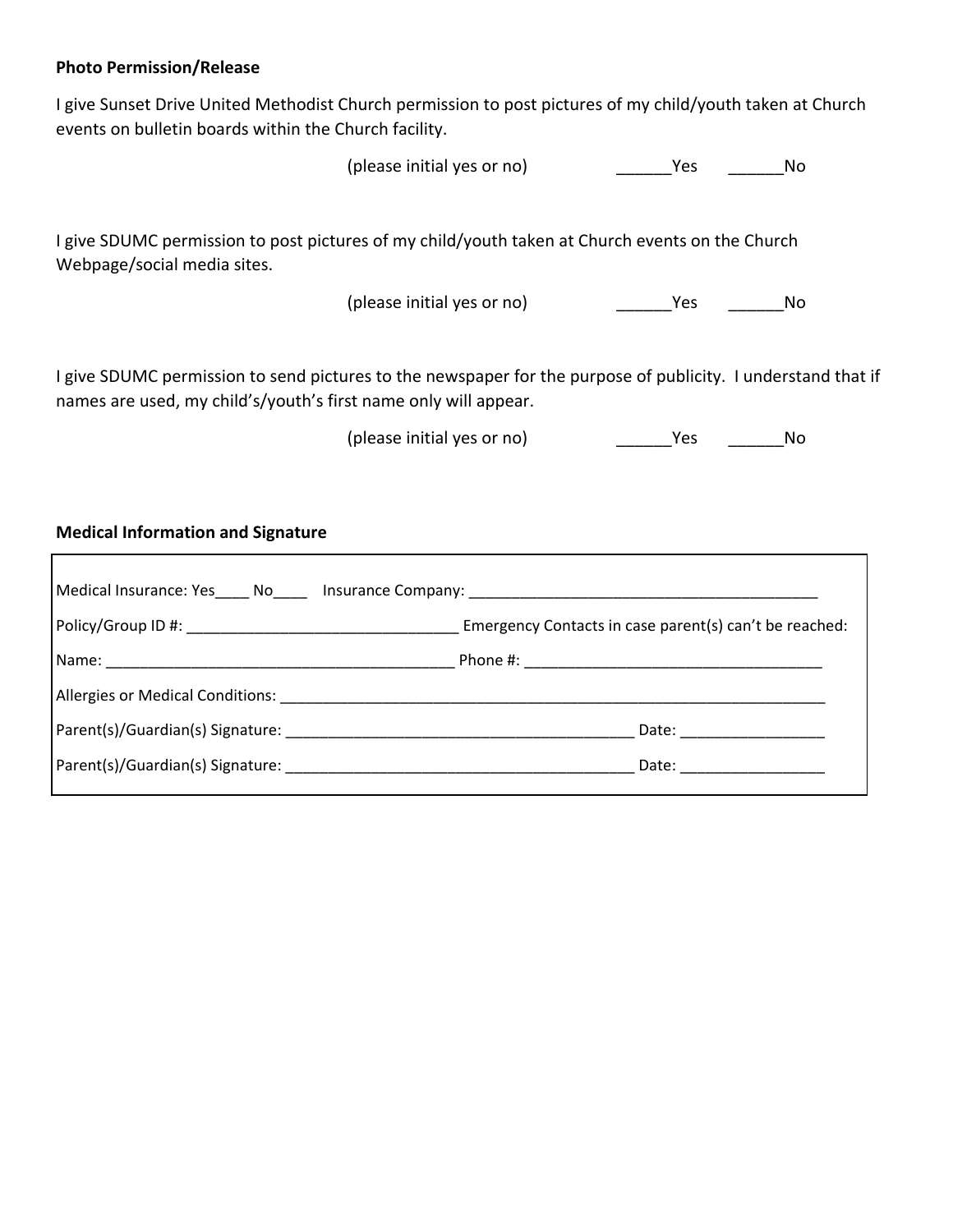**Photo Permission/Release**

I give Sunset Drive United Methodist Church permission to post pictures of my child/youth taken at Church events on bulletin boards within the Church facility.

(please initial yes or no) ______Yes ______No

I give SDUMC permission to post pictures of my child/youth taken at Church events on the Church Webpage/social media sites.

(please initial yes or no) ______Yes ______No

I give SDUMC permission to send pictures to the newspaper for the purpose of publicity. I understand that if names are used, my child's/youth's first name only will appear.

(please initial yes or no) ______Yes ______No

**Medical Information and Signature**

Medical Insurance: Yes____ No____ Insurance Company: __________________________________________

Policy/Group ID #: ________________________________ Emergency Contacts in case parent(s) can't be reached:

Name: __________________________________________ Phone #: ____________________________________

Allergies or Medical Conditions: ____________________________________________________________________

Parent(s)/Guardian(s) Signature: __________________________________________ Date: _________________

Parent(s)/Guardian(s) Signature: __________________________________________ Date: _________________